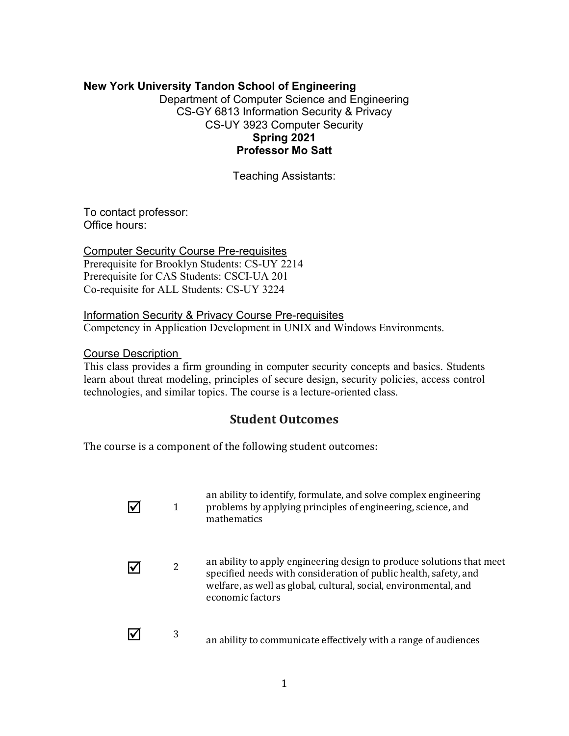**New York University Tandon School of Engineering**

Department of Computer Science and Engineering
CS-GY 6813 Information Security & Privacy
CS-UY 3923 Computer Security
**Spring 2021**
**Professor Mo Satt**

Teaching Assistants:

To contact professor:
Office hours:

<u>Computer Security Course Pre-requisites</u>
Prerequisite for Brooklyn Students: CS-UY 2214
Prerequisite for CAS Students: CSCI-UA 201
Co-requisite for ALL Students: CS-UY 3224

<u>Information Security & Privacy Course Pre-requisites</u>
Competency in Application Development in UNIX and Windows Environments.

<u>Course Description</u>
This class provides a firm grounding in computer security concepts and basics. Students learn about threat modeling, principles of secure design, security policies, access control technologies, and similar topics. The course is a lecture-oriented class.

## Student Outcomes

The course is a component of the following student outcomes:

| | | |
|---|---|---|
| ☑ | 1 | an ability to identify, formulate, and solve complex engineering problems by applying principles of engineering, science, and mathematics |
| ☑ | 2 | an ability to apply engineering design to produce solutions that meet specified needs with consideration of public health, safety, and welfare, as well as global, cultural, social, environmental, and economic factors |
| ☑ | 3 | an ability to communicate effectively with a range of audiences |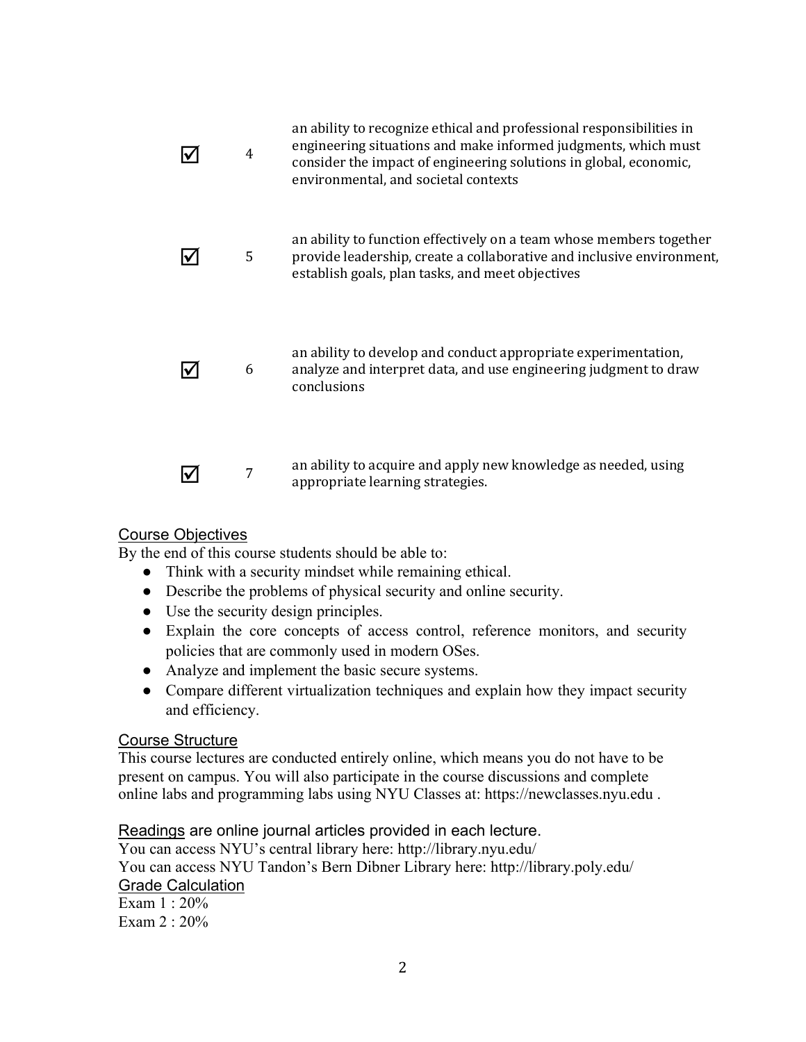| | | |
|---|---|---|
| ☑ | 4 | an ability to recognize ethical and professional responsibilities in engineering situations and make informed judgments, which must consider the impact of engineering solutions in global, economic, environmental, and societal contexts |
| ☑ | 5 | an ability to function effectively on a team whose members together provide leadership, create a collaborative and inclusive environment, establish goals, plan tasks, and meet objectives |
| ☑ | 6 | an ability to develop and conduct appropriate experimentation, analyze and interpret data, and use engineering judgment to draw conclusions |
| ☑ | 7 | an ability to acquire and apply new knowledge as needed, using appropriate learning strategies. |

## Course Objectives

By the end of this course students should be able to:

- Think with a security mindset while remaining ethical.
- Describe the problems of physical security and online security.
- Use the security design principles.
- Explain the core concepts of access control, reference monitors, and security policies that are commonly used in modern OSes.
- Analyze and implement the basic secure systems.
- Compare different virtualization techniques and explain how they impact security and efficiency.

## Course Structure

This course lectures are conducted entirely online, which means you do not have to be present on campus. You will also participate in the course discussions and complete online labs and programming labs using NYU Classes at: https://newclasses.nyu.edu .

Readings are online journal articles provided in each lecture.
You can access NYU's central library here: http://library.nyu.edu/
You can access NYU Tandon's Bern Dibner Library here: http://library.poly.edu/

## Grade Calculation

Exam 1 : 20%
Exam 2 : 20%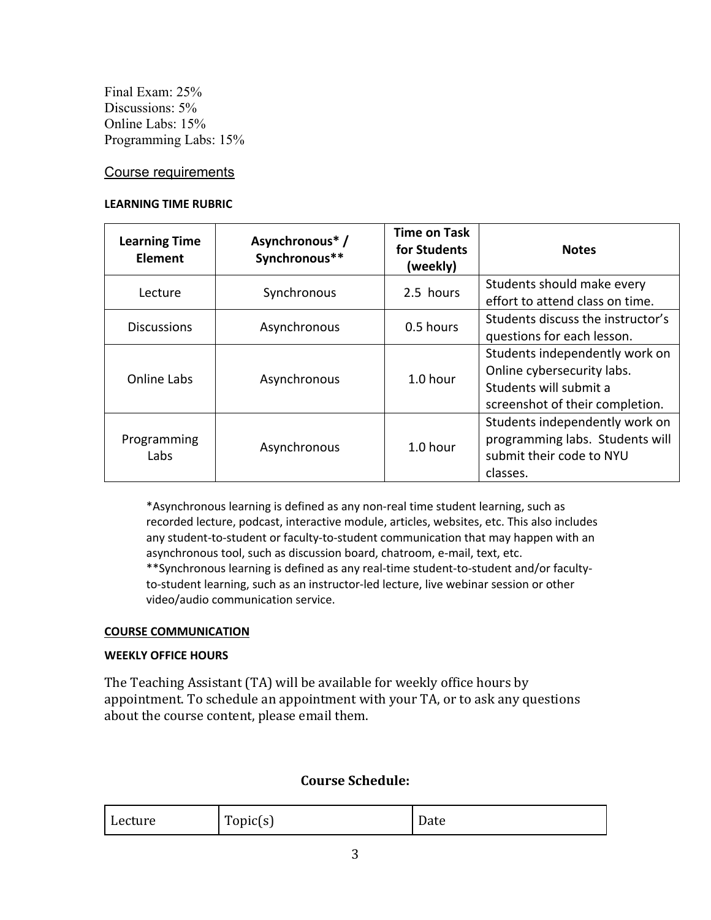Final Exam: 25%
Discussions: 5%
Online Labs: 15%
Programming Labs: 15%

## Course requirements

**LEARNING TIME RUBRIC**

| Learning Time Element | Asynchronous* / Synchronous** | Time on Task for Students (weekly) | Notes |
| --- | --- | --- | --- |
| Lecture | Synchronous | 2.5 hours | Students should make every effort to attend class on time. |
| Discussions | Asynchronous | 0.5 hours | Students discuss the instructor's questions for each lesson. |
| Online Labs | Asynchronous | 1.0 hour | Students independently work on Online cybersecurity labs. Students will submit a screenshot of their completion. |
| Programming Labs | Asynchronous | 1.0 hour | Students independently work on programming labs. Students will submit their code to NYU classes. |

*Asynchronous learning is defined as any non-real time student learning, such as recorded lecture, podcast, interactive module, articles, websites, etc. This also includes any student-to-student or faculty-to-student communication that may happen with an asynchronous tool, such as discussion board, chatroom, e-mail, text, etc.
**Synchronous learning is defined as any real-time student-to-student and/or faculty-to-student learning, such as an instructor-led lecture, live webinar session or other video/audio communication service.

**COURSE COMMUNICATION**

**WEEKLY OFFICE HOURS**

The Teaching Assistant (TA) will be available for weekly office hours by appointment. To schedule an appointment with your TA, or to ask any questions about the course content, please email them.

## Course Schedule:

| Lecture | Topic(s) | Date |
| --- | --- | --- |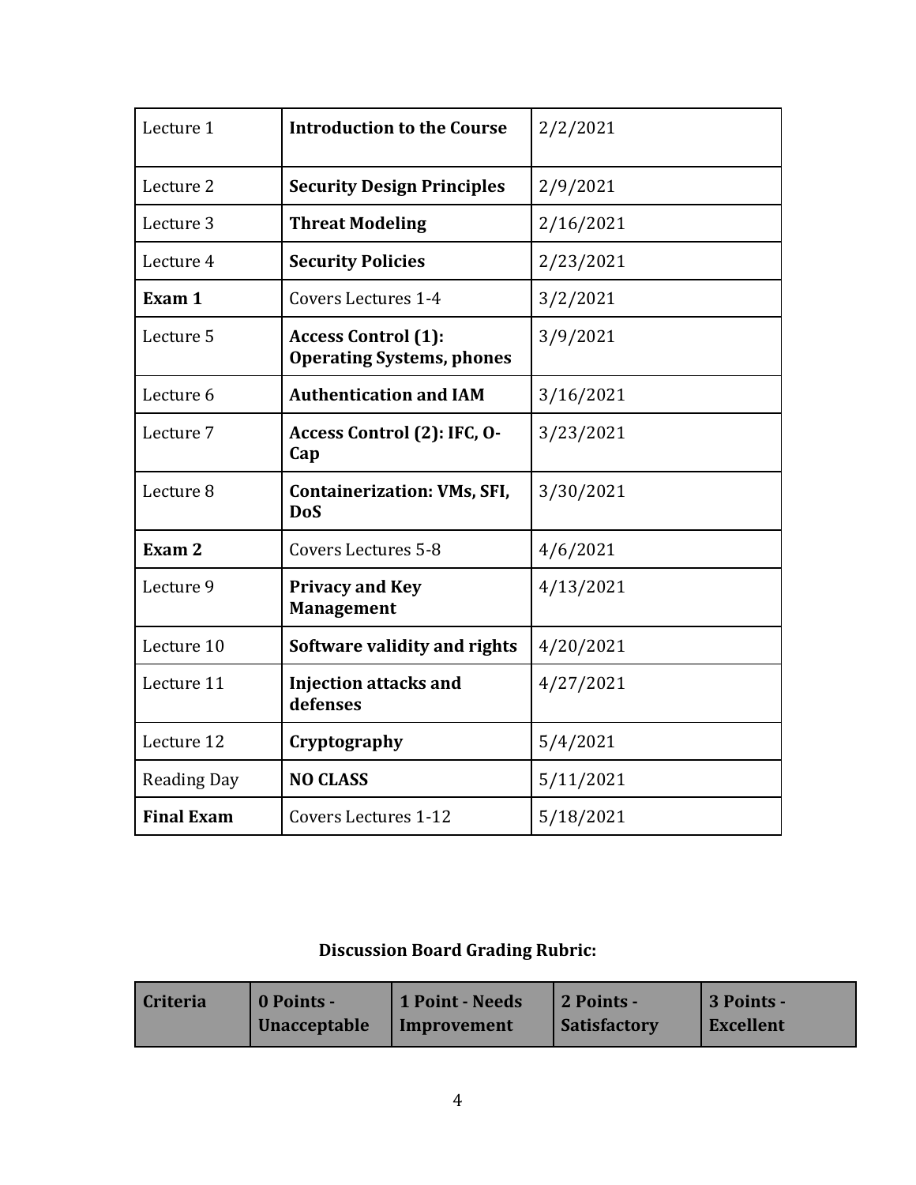| Lecture 1 | **Introduction to the Course** | 2/2/2021 |
|---|---|---|
| Lecture 2 | **Security Design Principles** | 2/9/2021 |
| Lecture 3 | **Threat Modeling** | 2/16/2021 |
| Lecture 4 | **Security Policies** | 2/23/2021 |
| **Exam 1** | Covers Lectures 1-4 | 3/2/2021 |
| Lecture 5 | **Access Control (1): Operating Systems, phones** | 3/9/2021 |
| Lecture 6 | **Authentication and IAM** | 3/16/2021 |
| Lecture 7 | **Access Control (2): IFC, O-Cap** | 3/23/2021 |
| Lecture 8 | **Containerization: VMs, SFI, DoS** | 3/30/2021 |
| **Exam 2** | Covers Lectures 5-8 | 4/6/2021 |
| Lecture 9 | **Privacy and Key Management** | 4/13/2021 |
| Lecture 10 | **Software validity and rights** | 4/20/2021 |
| Lecture 11 | **Injection attacks and defenses** | 4/27/2021 |
| Lecture 12 | **Cryptography** | 5/4/2021 |
| Reading Day | **NO CLASS** | 5/11/2021 |
| **Final Exam** | Covers Lectures 1-12 | 5/18/2021 |

**Discussion Board Grading Rubric:**

| Criteria | 0 Points - Unacceptable | 1 Point - Needs Improvement | 2 Points - Satisfactory | 3 Points - Excellent |
|---|---|---|---|---|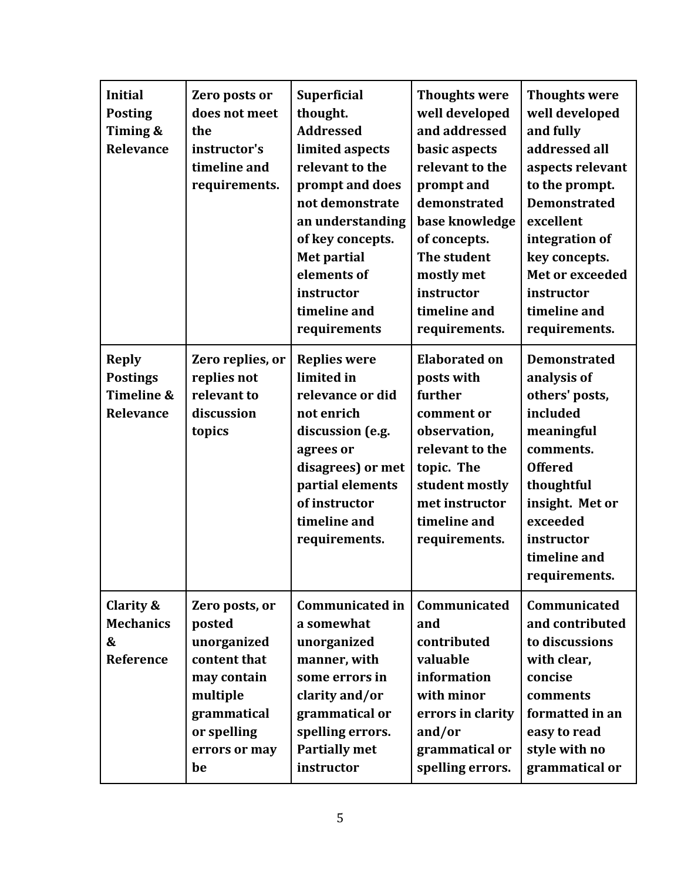| **Initial Posting Timing & Relevance** | **Zero posts or does not meet the instructor's timeline and requirements.** | **Superficial thought. Addressed limited aspects relevant to the prompt and does not demonstrate an understanding of key concepts. Met partial elements of instructor timeline and requirements** | **Thoughts were well developed and addressed basic aspects relevant to the prompt and demonstrated base knowledge of concepts. The student mostly met instructor timeline and requirements.** | **Thoughts were well developed and fully addressed all aspects relevant to the prompt. Demonstrated excellent integration of key concepts. Met or exceeded instructor timeline and requirements.** |
|---|---|---|---|---|
| **Reply Postings Timeline & Relevance** | **Zero replies, or replies not relevant to discussion topics** | **Replies were limited in relevance or did not enrich discussion (e.g. agrees or disagrees) or met partial elements of instructor timeline and requirements.** | **Elaborated on posts with further comment or observation, relevant to the topic. The student mostly met instructor timeline and requirements.** | **Demonstrated analysis of others' posts, included meaningful comments. Offered thoughtful insight. Met or exceeded instructor timeline and requirements.** |
| **Clarity & Mechanics & Reference** | **Zero posts, or posted unorganized content that may contain multiple grammatical or spelling errors or may be** | **Communicated in a somewhat unorganized manner, with some errors in clarity and/or grammatical or spelling errors. Partially met instructor** | **Communicated and contributed valuable information with minor errors in clarity and/or grammatical or spelling errors.** | **Communicated and contributed to discussions with clear, concise comments formatted in an easy to read style with no grammatical or** |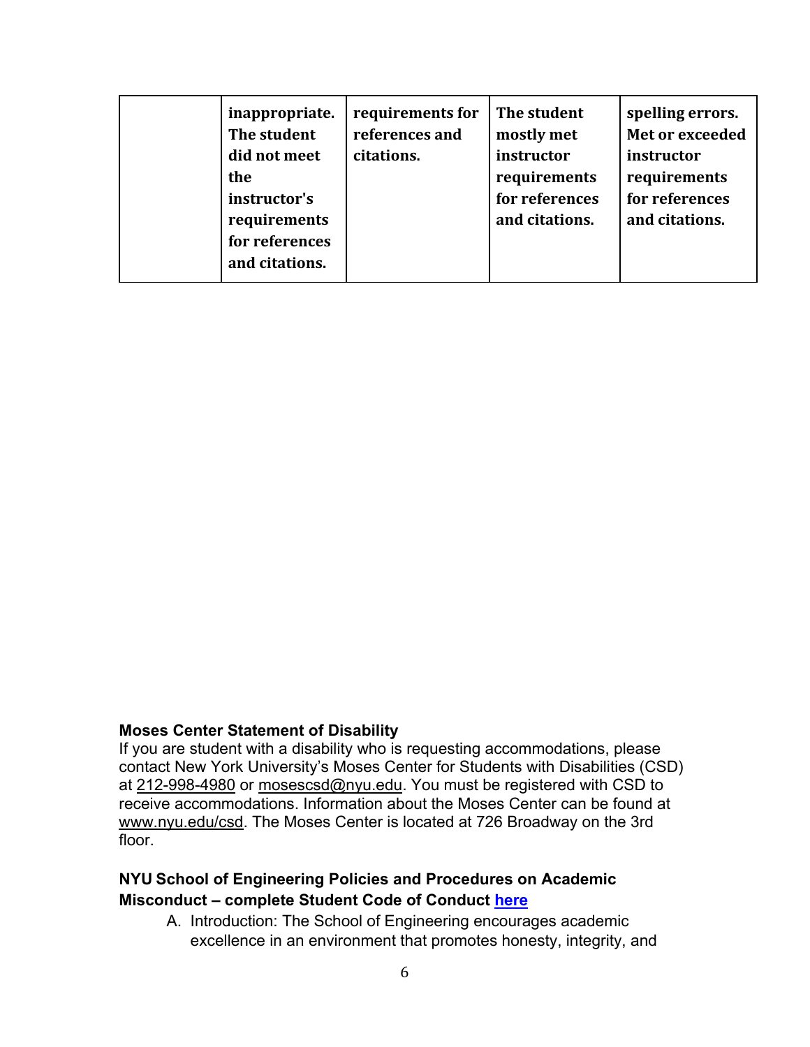| | | | | |
|---|---|---|---|---|
| | **inappropriate. The student did not meet the instructor's requirements for references and citations.** | **requirements for references and citations.** | **The student mostly met instructor requirements for references and citations.** | **spelling errors. Met or exceeded instructor requirements for references and citations.** |

**Moses Center Statement of Disability**

If you are student with a disability who is requesting accommodations, please contact New York University's Moses Center for Students with Disabilities (CSD) at 212-998-4980 or mosescsd@nyu.edu. You must be registered with CSD to receive accommodations. Information about the Moses Center can be found at www.nyu.edu/csd. The Moses Center is located at 726 Broadway on the 3rd floor.

**NYU School of Engineering Policies and Procedures on Academic Misconduct – complete Student Code of Conduct [here](here)**

A. Introduction: The School of Engineering encourages academic excellence in an environment that promotes honesty, integrity, and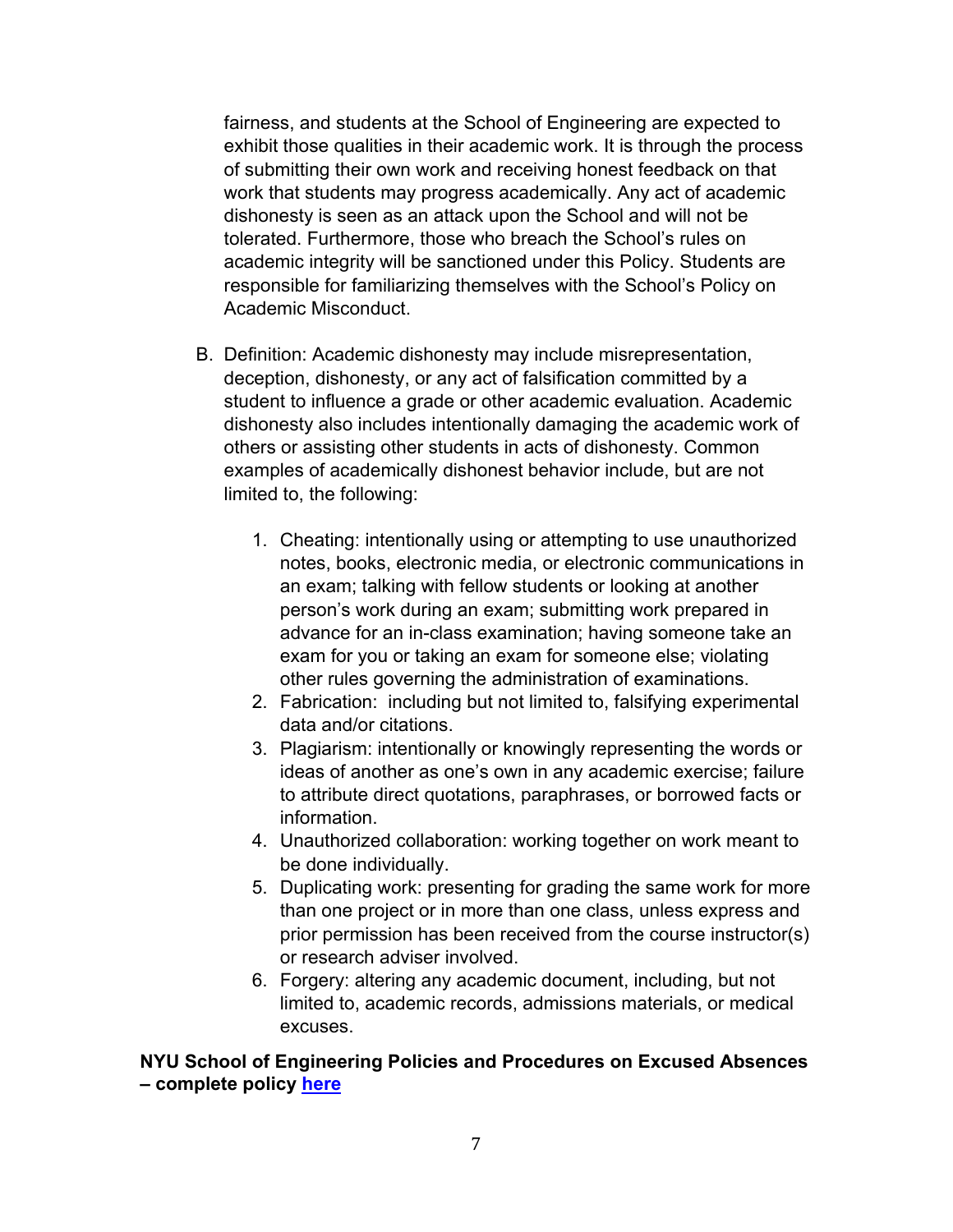fairness, and students at the School of Engineering are expected to exhibit those qualities in their academic work. It is through the process of submitting their own work and receiving honest feedback on that work that students may progress academically. Any act of academic dishonesty is seen as an attack upon the School and will not be tolerated. Furthermore, those who breach the School's rules on academic integrity will be sanctioned under this Policy. Students are responsible for familiarizing themselves with the School's Policy on Academic Misconduct.

B. Definition: Academic dishonesty may include misrepresentation, deception, dishonesty, or any act of falsification committed by a student to influence a grade or other academic evaluation. Academic dishonesty also includes intentionally damaging the academic work of others or assisting other students in acts of dishonesty. Common examples of academically dishonest behavior include, but are not limited to, the following:

   1. Cheating: intentionally using or attempting to use unauthorized notes, books, electronic media, or electronic communications in an exam; talking with fellow students or looking at another person's work during an exam; submitting work prepared in advance for an in-class examination; having someone take an exam for you or taking an exam for someone else; violating other rules governing the administration of examinations.
   2. Fabrication: including but not limited to, falsifying experimental data and/or citations.
   3. Plagiarism: intentionally or knowingly representing the words or ideas of another as one's own in any academic exercise; failure to attribute direct quotations, paraphrases, or borrowed facts or information.
   4. Unauthorized collaboration: working together on work meant to be done individually.
   5. Duplicating work: presenting for grading the same work for more than one project or in more than one class, unless express and prior permission has been received from the course instructor(s) or research adviser involved.
   6. Forgery: altering any academic document, including, but not limited to, academic records, admissions materials, or medical excuses.

**NYU School of Engineering Policies and Procedures on Excused Absences – complete policy [here]()**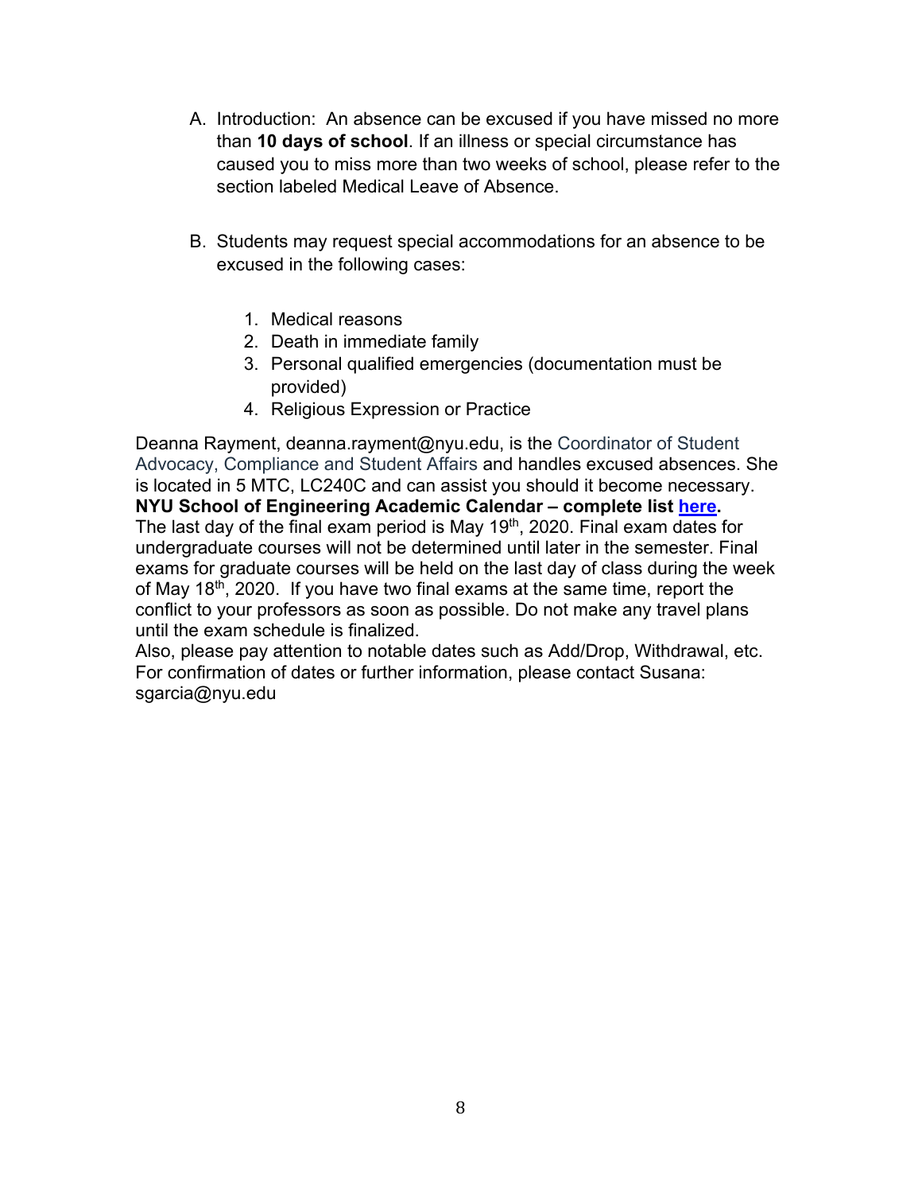A. Introduction: An absence can be excused if you have missed no more than **10 days of school**. If an illness or special circumstance has caused you to miss more than two weeks of school, please refer to the section labeled Medical Leave of Absence.

B. Students may request special accommodations for an absence to be excused in the following cases:

   1. Medical reasons
   2. Death in immediate family
   3. Personal qualified emergencies (documentation must be provided)
   4. Religious Expression or Practice

Deanna Rayment, deanna.rayment@nyu.edu, is the Coordinator of Student Advocacy, Compliance and Student Affairs and handles excused absences. She is located in 5 MTC, LC240C and can assist you should it become necessary.

**NYU School of Engineering Academic Calendar – complete list here.**

The last day of the final exam period is May 19th, 2020. Final exam dates for undergraduate courses will not be determined until later in the semester. Final exams for graduate courses will be held on the last day of class during the week of May 18th, 2020. If you have two final exams at the same time, report the conflict to your professors as soon as possible. Do not make any travel plans until the exam schedule is finalized.

Also, please pay attention to notable dates such as Add/Drop, Withdrawal, etc. For confirmation of dates or further information, please contact Susana: sgarcia@nyu.edu